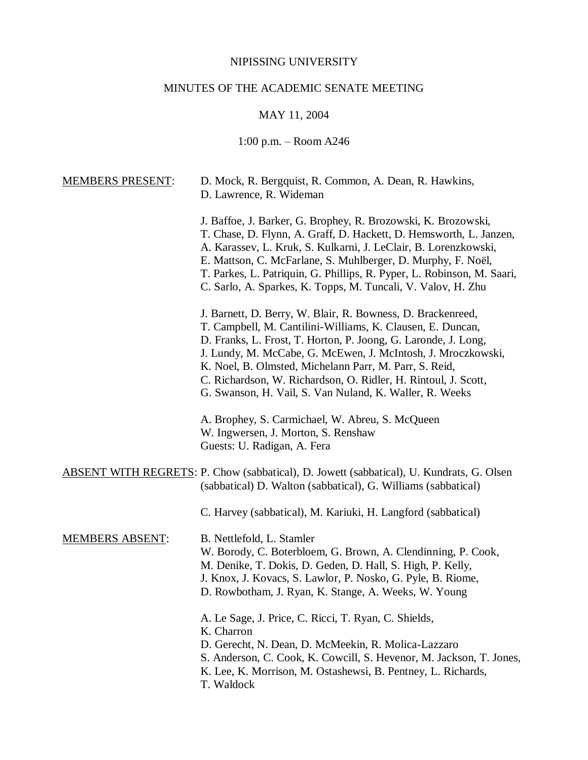NIPISSING UNIVERSITY

MINUTES OF THE ACADEMIC SENATE MEETING

MAY 11, 2004

1:00 p.m. – Room A246

MEMBERS PRESENT:

D. Mock, R. Bergquist, R. Common, A. Dean, R. Hawkins, D. Lawrence, R. Wideman

J. Baffoe, J. Barker, G. Brophey, R. Brozowski, K. Brozowski, T. Chase, D. Flynn, A. Graff, D. Hackett, D. Hemsworth, L. Janzen, A. Karassev, L. Kruk, S. Kulkarni, J. LeClair, B. Lorenzkowski, E. Mattson, C. McFarlane, S. Muhlberger, D. Murphy, F. Noël, T. Parkes, L. Patriquin, G. Phillips, R. Pyper, L. Robinson, M. Saari, C. Sarlo, A. Sparkes, K. Topps, M. Tuncali, V. Valov, H. Zhu

J. Barnett, D. Berry, W. Blair, R. Bowness, D. Brackenreed, T. Campbell, M. Cantilini-Williams, K. Clausen, E. Duncan, D. Franks, L. Frost, T. Horton, P. Joong, G. Laronde, J. Long, J. Lundy, M. McCabe, G. McEwen, J. McIntosh, J. Mroczkowski, K. Noel, B. Olmsted, Michelann Parr, M. Parr, S. Reid, C. Richardson, W. Richardson, O. Ridler, H. Rintoul, J. Scott, G. Swanson, H. Vail, S. Van Nuland, K. Waller, R. Weeks

A. Brophey, S. Carmichael, W. Abreu, S. McQueen
W. Ingwersen, J. Morton, S. Renshaw
Guests: U. Radigan, A. Fera

ABSENT WITH REGRETS: P. Chow (sabbatical), D. Jowett (sabbatical), U. Kundrats, G. Olsen (sabbatical) D. Walton (sabbatical), G. Williams (sabbatical)

C. Harvey (sabbatical), M. Kariuki, H. Langford (sabbatical)

MEMBERS ABSENT:

B. Nettlefold, L. Stamler
W. Borody, C. Boterbloem, G. Brown, A. Clendinning, P. Cook, M. Denike, T. Dokis, D. Geden, D. Hall, S. High, P. Kelly, J. Knox, J. Kovacs, S. Lawlor, P. Nosko, G. Pyle, B. Riome, D. Rowbotham, J. Ryan, K. Stange, A. Weeks, W. Young

A. Le Sage, J. Price, C. Ricci, T. Ryan, C. Shields,
K. Charron
D. Gerecht, N. Dean, D. McMeekin, R. Molica-Lazzaro
S. Anderson, C. Cook, K. Cowcill, S. Hevenor, M. Jackson, T. Jones, K. Lee, K. Morrison, M. Ostashewsi, B. Pentney, L. Richards, T. Waldock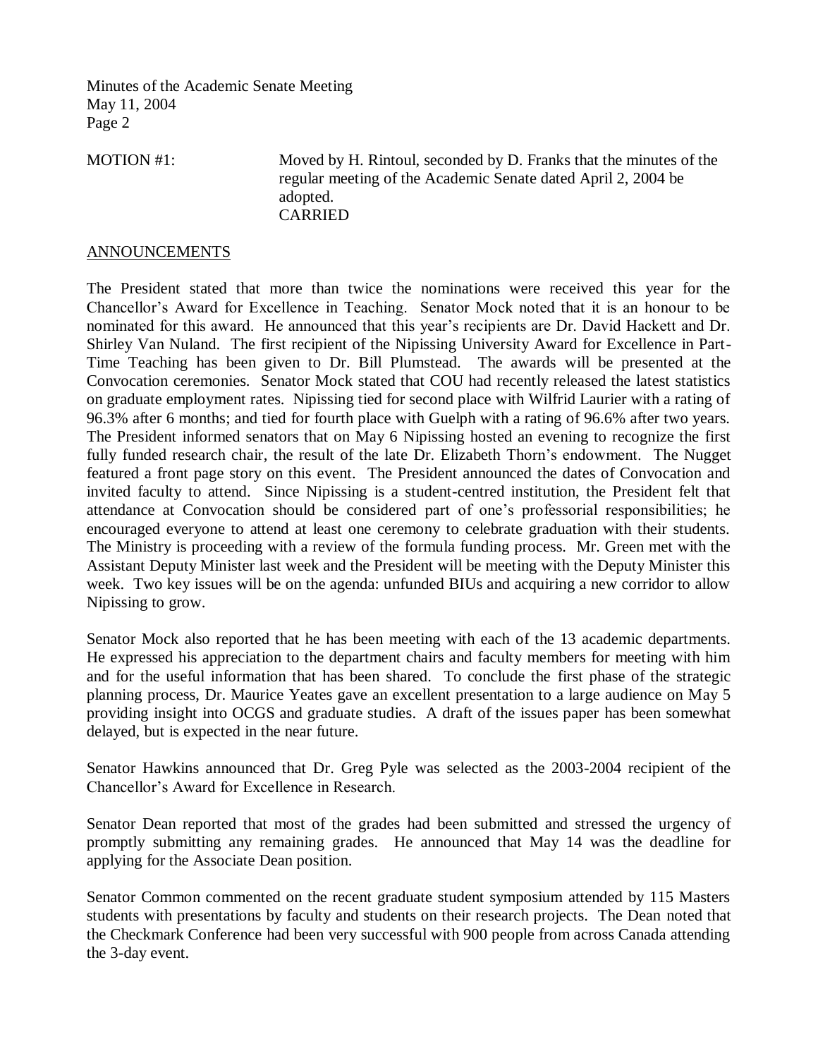MOTION #1: Moved by H. Rintoul, seconded by D. Franks that the minutes of the regular meeting of the Academic Senate dated April 2, 2004 be adopted.
CARRIED

## ANNOUNCEMENTS

The President stated that more than twice the nominations were received this year for the Chancellor's Award for Excellence in Teaching. Senator Mock noted that it is an honour to be nominated for this award. He announced that this year's recipients are Dr. David Hackett and Dr. Shirley Van Nuland. The first recipient of the Nipissing University Award for Excellence in Part-Time Teaching has been given to Dr. Bill Plumstead. The awards will be presented at the Convocation ceremonies. Senator Mock stated that COU had recently released the latest statistics on graduate employment rates. Nipissing tied for second place with Wilfrid Laurier with a rating of 96.3% after 6 months; and tied for fourth place with Guelph with a rating of 96.6% after two years. The President informed senators that on May 6 Nipissing hosted an evening to recognize the first fully funded research chair, the result of the late Dr. Elizabeth Thorn's endowment. The Nugget featured a front page story on this event. The President announced the dates of Convocation and invited faculty to attend. Since Nipissing is a student-centred institution, the President felt that attendance at Convocation should be considered part of one's professorial responsibilities; he encouraged everyone to attend at least one ceremony to celebrate graduation with their students. The Ministry is proceeding with a review of the formula funding process. Mr. Green met with the Assistant Deputy Minister last week and the President will be meeting with the Deputy Minister this week. Two key issues will be on the agenda: unfunded BIUs and acquiring a new corridor to allow Nipissing to grow.

Senator Mock also reported that he has been meeting with each of the 13 academic departments. He expressed his appreciation to the department chairs and faculty members for meeting with him and for the useful information that has been shared. To conclude the first phase of the strategic planning process, Dr. Maurice Yeates gave an excellent presentation to a large audience on May 5 providing insight into OCGS and graduate studies. A draft of the issues paper has been somewhat delayed, but is expected in the near future.

Senator Hawkins announced that Dr. Greg Pyle was selected as the 2003-2004 recipient of the Chancellor's Award for Excellence in Research.

Senator Dean reported that most of the grades had been submitted and stressed the urgency of promptly submitting any remaining grades. He announced that May 14 was the deadline for applying for the Associate Dean position.

Senator Common commented on the recent graduate student symposium attended by 115 Masters students with presentations by faculty and students on their research projects. The Dean noted that the Checkmark Conference had been very successful with 900 people from across Canada attending the 3-day event.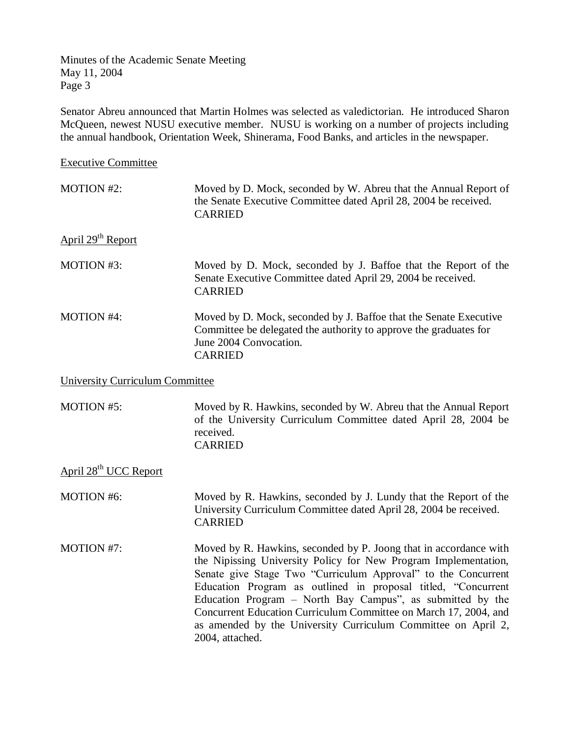Senator Abreu announced that Martin Holmes was selected as valedictorian. He introduced Sharon McQueen, newest NUSU executive member. NUSU is working on a number of projects including the annual handbook, Orientation Week, Shinerama, Food Banks, and articles in the newspaper.

Executive Committee

MOTION #2: Moved by D. Mock, seconded by W. Abreu that the Annual Report of the Senate Executive Committee dated April 28, 2004 be received.
CARRIED

April 29th Report

MOTION #3: Moved by D. Mock, seconded by J. Baffoe that the Report of the Senate Executive Committee dated April 29, 2004 be received.
CARRIED

MOTION #4: Moved by D. Mock, seconded by J. Baffoe that the Senate Executive Committee be delegated the authority to approve the graduates for June 2004 Convocation.
CARRIED

University Curriculum Committee

MOTION #5: Moved by R. Hawkins, seconded by W. Abreu that the Annual Report of the University Curriculum Committee dated April 28, 2004 be received.
CARRIED

April 28th UCC Report

MOTION #6: Moved by R. Hawkins, seconded by J. Lundy that the Report of the University Curriculum Committee dated April 28, 2004 be received.
CARRIED

MOTION #7: Moved by R. Hawkins, seconded by P. Joong that in accordance with the Nipissing University Policy for New Program Implementation, Senate give Stage Two "Curriculum Approval" to the Concurrent Education Program as outlined in proposal titled, "Concurrent Education Program – North Bay Campus", as submitted by the Concurrent Education Curriculum Committee on March 17, 2004, and as amended by the University Curriculum Committee on April 2, 2004, attached.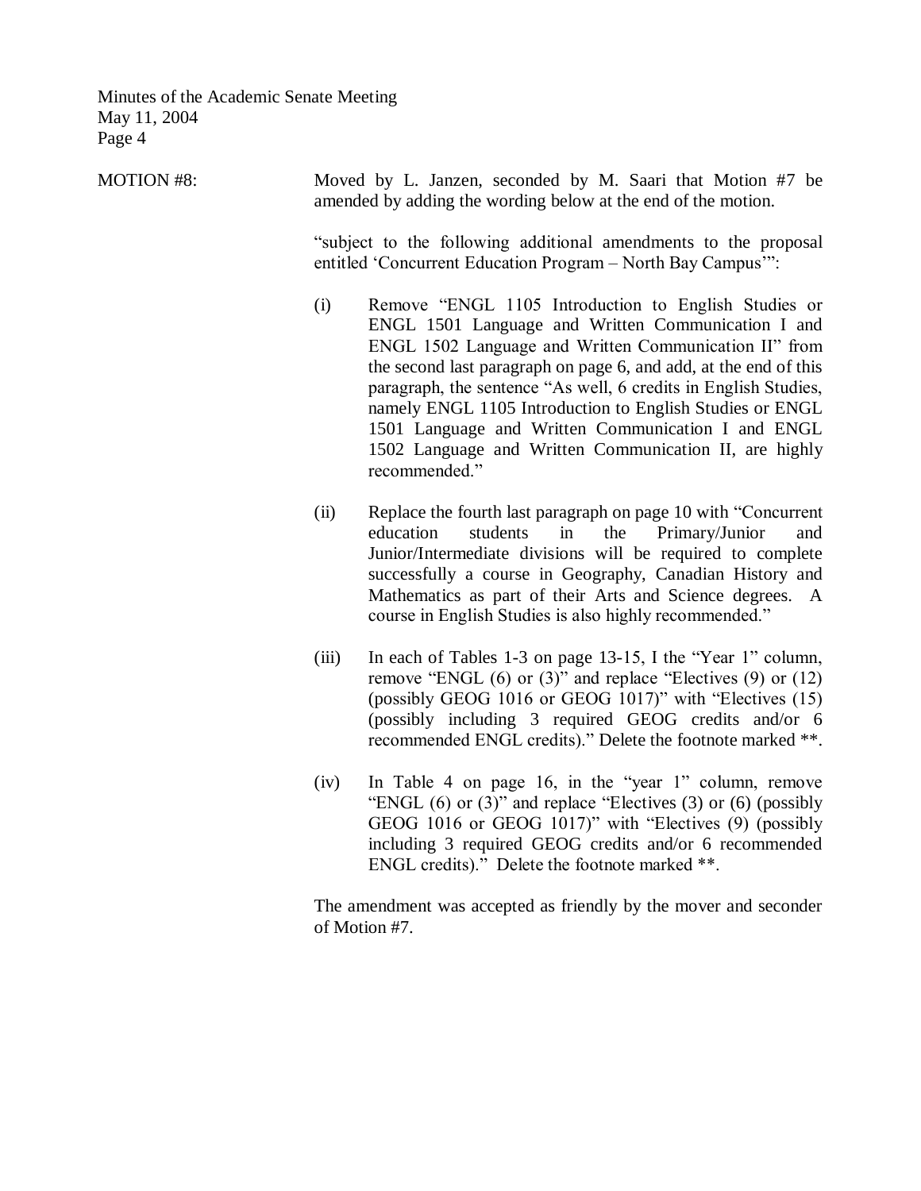MOTION #8: Moved by L. Janzen, seconded by M. Saari that Motion #7 be amended by adding the wording below at the end of the motion.

"subject to the following additional amendments to the proposal entitled 'Concurrent Education Program – North Bay Campus'":

(i) Remove "ENGL 1105 Introduction to English Studies or ENGL 1501 Language and Written Communication I and ENGL 1502 Language and Written Communication II" from the second last paragraph on page 6, and add, at the end of this paragraph, the sentence "As well, 6 credits in English Studies, namely ENGL 1105 Introduction to English Studies or ENGL 1501 Language and Written Communication I and ENGL 1502 Language and Written Communication II, are highly recommended."

(ii) Replace the fourth last paragraph on page 10 with "Concurrent education students in the Primary/Junior and Junior/Intermediate divisions will be required to complete successfully a course in Geography, Canadian History and Mathematics as part of their Arts and Science degrees. A course in English Studies is also highly recommended."

(iii) In each of Tables 1-3 on page 13-15, I the "Year 1" column, remove "ENGL (6) or (3)" and replace "Electives (9) or (12) (possibly GEOG 1016 or GEOG 1017)" with "Electives (15) (possibly including 3 required GEOG credits and/or 6 recommended ENGL credits)." Delete the footnote marked **.

(iv) In Table 4 on page 16, in the "year 1" column, remove "ENGL (6) or (3)" and replace "Electives (3) or (6) (possibly GEOG 1016 or GEOG 1017)" with "Electives (9) (possibly including 3 required GEOG credits and/or 6 recommended ENGL credits)." Delete the footnote marked **.

The amendment was accepted as friendly by the mover and seconder of Motion #7.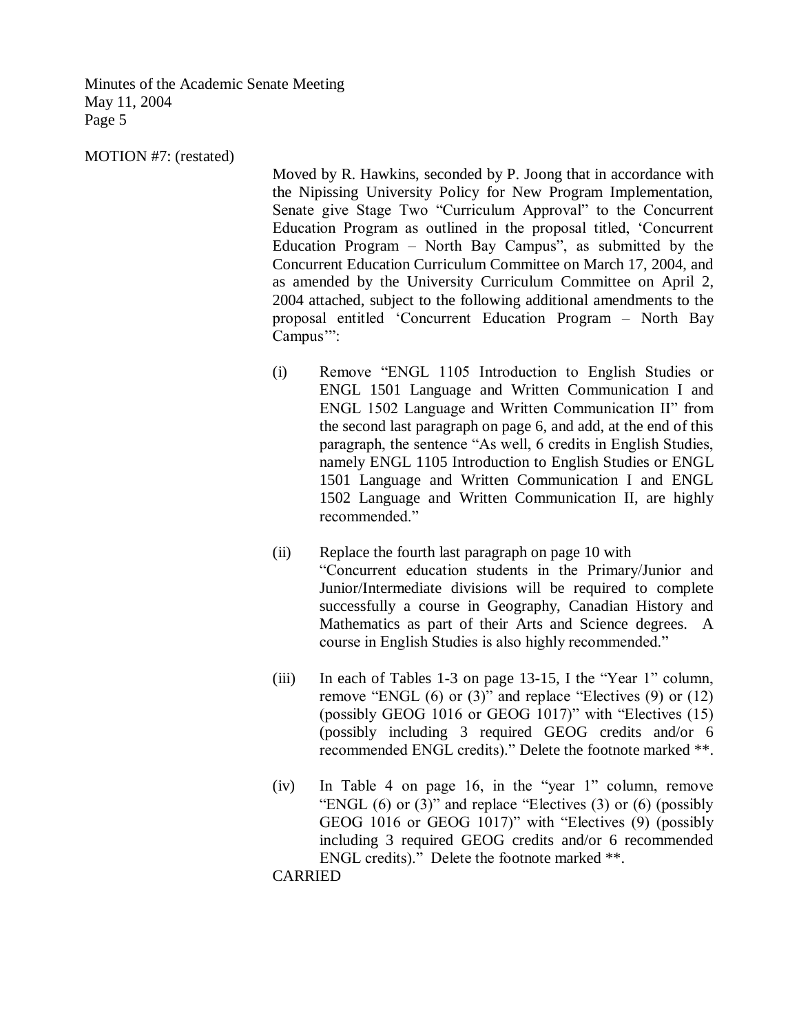MOTION #7: (restated)

Moved by R. Hawkins, seconded by P. Joong that in accordance with the Nipissing University Policy for New Program Implementation, Senate give Stage Two "Curriculum Approval" to the Concurrent Education Program as outlined in the proposal titled, 'Concurrent Education Program – North Bay Campus", as submitted by the Concurrent Education Curriculum Committee on March 17, 2004, and as amended by the University Curriculum Committee on April 2, 2004 attached, subject to the following additional amendments to the proposal entitled 'Concurrent Education Program – North Bay Campus'":

(i) Remove "ENGL 1105 Introduction to English Studies or ENGL 1501 Language and Written Communication I and ENGL 1502 Language and Written Communication II" from the second last paragraph on page 6, and add, at the end of this paragraph, the sentence "As well, 6 credits in English Studies, namely ENGL 1105 Introduction to English Studies or ENGL 1501 Language and Written Communication I and ENGL 1502 Language and Written Communication II, are highly recommended."

(ii) Replace the fourth last paragraph on page 10 with "Concurrent education students in the Primary/Junior and Junior/Intermediate divisions will be required to complete successfully a course in Geography, Canadian History and Mathematics as part of their Arts and Science degrees. A course in English Studies is also highly recommended."

(iii) In each of Tables 1-3 on page 13-15, I the "Year 1" column, remove "ENGL (6) or (3)" and replace "Electives (9) or (12) (possibly GEOG 1016 or GEOG 1017)" with "Electives (15) (possibly including 3 required GEOG credits and/or 6 recommended ENGL credits)." Delete the footnote marked **.

(iv) In Table 4 on page 16, in the "year 1" column, remove "ENGL (6) or (3)" and replace "Electives (3) or (6) (possibly GEOG 1016 or GEOG 1017)" with "Electives (9) (possibly including 3 required GEOG credits and/or 6 recommended ENGL credits)." Delete the footnote marked **.

CARRIED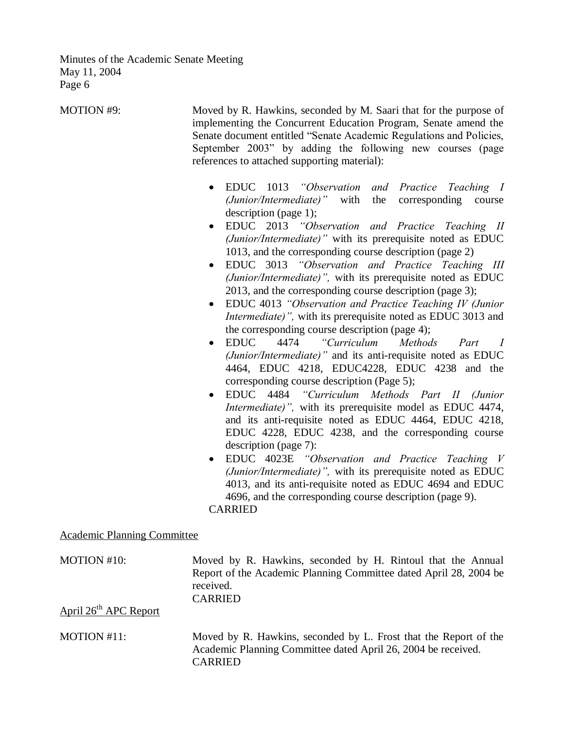MOTION #9: Moved by R. Hawkins, seconded by M. Saari that for the purpose of implementing the Concurrent Education Program, Senate amend the Senate document entitled "Senate Academic Regulations and Policies, September 2003" by adding the following new courses (page references to attached supporting material):

- EDUC 1013 *"Observation and Practice Teaching I (Junior/Intermediate)"* with the corresponding course description (page 1);
- EDUC 2013 *"Observation and Practice Teaching II (Junior/Intermediate)"* with its prerequisite noted as EDUC 1013, and the corresponding course description (page 2)
- EDUC 3013 *"Observation and Practice Teaching III (Junior/Intermediate)",* with its prerequisite noted as EDUC 2013, and the corresponding course description (page 3);
- EDUC 4013 *"Observation and Practice Teaching IV (Junior Intermediate)",* with its prerequisite noted as EDUC 3013 and the corresponding course description (page 4);
- EDUC 4474 *"Curriculum Methods Part I (Junior/Intermediate)"* and its anti-requisite noted as EDUC 4464, EDUC 4218, EDUC4228, EDUC 4238 and the corresponding course description (Page 5);
- EDUC 4484 *"Curriculum Methods Part II (Junior Intermediate)",* with its prerequisite model as EDUC 4474, and its anti-requisite noted as EDUC 4464, EDUC 4218, EDUC 4228, EDUC 4238, and the corresponding course description (page 7):
- EDUC 4023E *"Observation and Practice Teaching V (Junior/Intermediate)",* with its prerequisite noted as EDUC 4013, and its anti-requisite noted as EDUC 4694 and EDUC 4696, and the corresponding course description (page 9).

CARRIED

## Academic Planning Committee

MOTION #10: Moved by R. Hawkins, seconded by H. Rintoul that the Annual Report of the Academic Planning Committee dated April 28, 2004 be received.
CARRIED

## April 26th APC Report

MOTION #11: Moved by R. Hawkins, seconded by L. Frost that the Report of the Academic Planning Committee dated April 26, 2004 be received.
CARRIED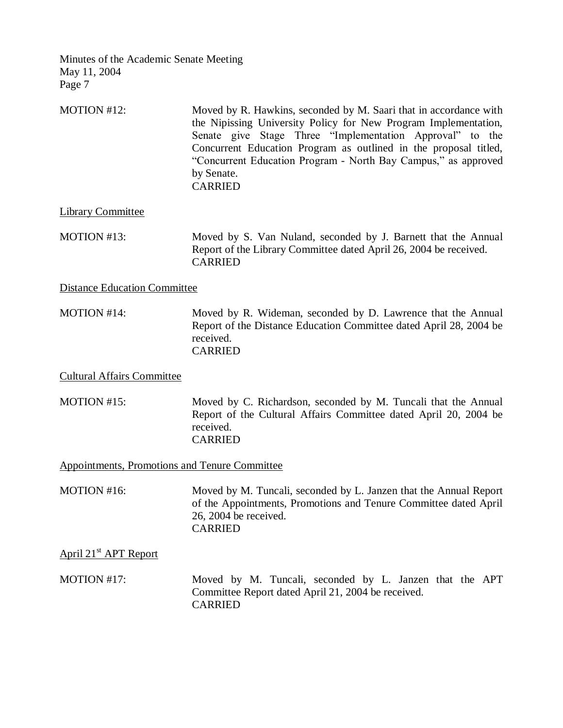MOTION #12: Moved by R. Hawkins, seconded by M. Saari that in accordance with the Nipissing University Policy for New Program Implementation, Senate give Stage Three "Implementation Approval" to the Concurrent Education Program as outlined in the proposal titled, "Concurrent Education Program - North Bay Campus," as approved by Senate.
CARRIED

Library Committee

MOTION #13: Moved by S. Van Nuland, seconded by J. Barnett that the Annual Report of the Library Committee dated April 26, 2004 be received.
CARRIED

Distance Education Committee

MOTION #14: Moved by R. Wideman, seconded by D. Lawrence that the Annual Report of the Distance Education Committee dated April 28, 2004 be received.
CARRIED

Cultural Affairs Committee

MOTION #15: Moved by C. Richardson, seconded by M. Tuncali that the Annual Report of the Cultural Affairs Committee dated April 20, 2004 be received.
CARRIED

Appointments, Promotions and Tenure Committee

MOTION #16: Moved by M. Tuncali, seconded by L. Janzen that the Annual Report of the Appointments, Promotions and Tenure Committee dated April 26, 2004 be received.
CARRIED

April 21st APT Report

MOTION #17: Moved by M. Tuncali, seconded by L. Janzen that the APT Committee Report dated April 21, 2004 be received.
CARRIED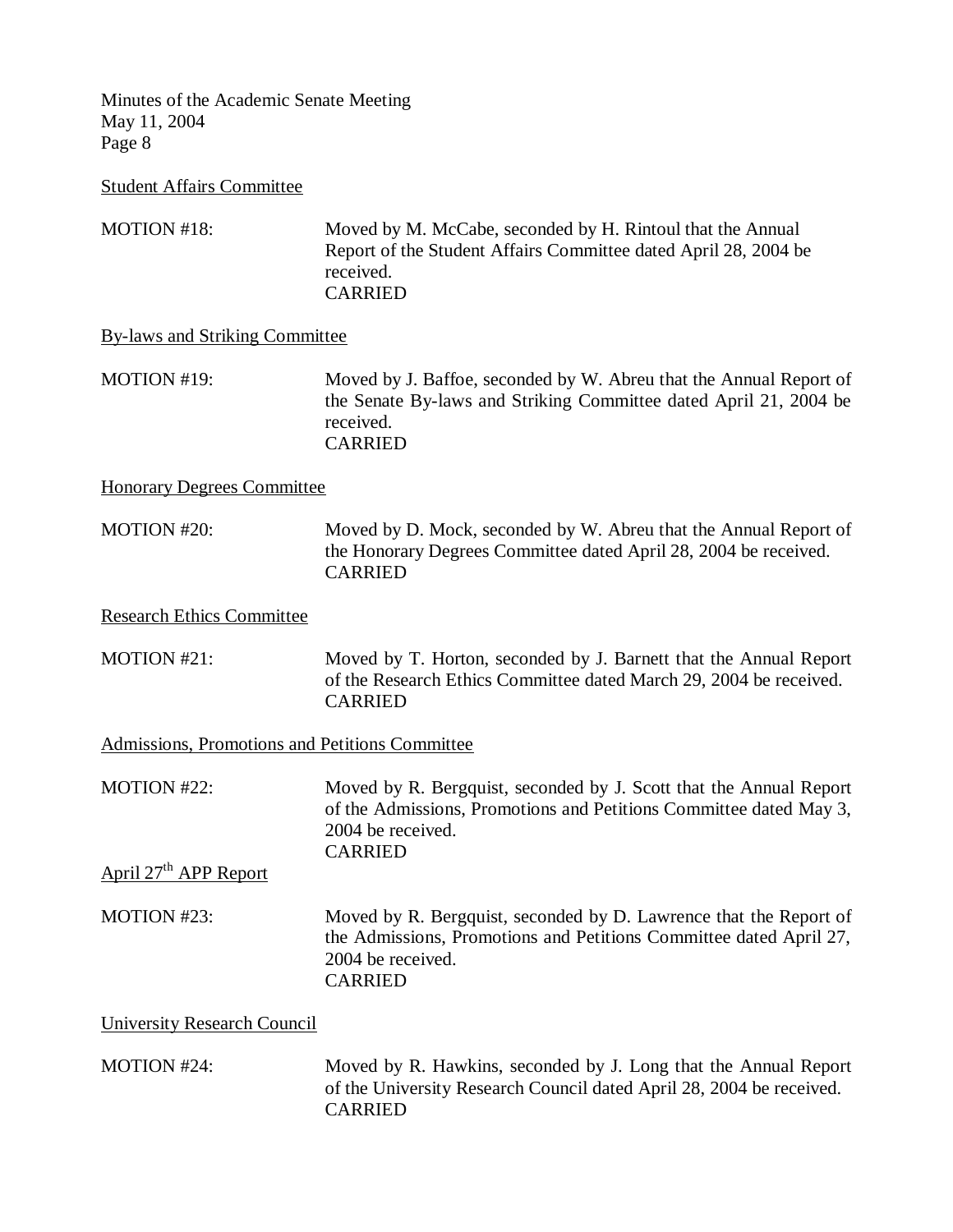Student Affairs Committee

MOTION #18: Moved by M. McCabe, seconded by H. Rintoul that the Annual Report of the Student Affairs Committee dated April 28, 2004 be received.
CARRIED

By-laws and Striking Committee

MOTION #19: Moved by J. Baffoe, seconded by W. Abreu that the Annual Report of the Senate By-laws and Striking Committee dated April 21, 2004 be received.
CARRIED

Honorary Degrees Committee

MOTION #20: Moved by D. Mock, seconded by W. Abreu that the Annual Report of the Honorary Degrees Committee dated April 28, 2004 be received.
CARRIED

Research Ethics Committee

MOTION #21: Moved by T. Horton, seconded by J. Barnett that the Annual Report of the Research Ethics Committee dated March 29, 2004 be received.
CARRIED

Admissions, Promotions and Petitions Committee

MOTION #22: Moved by R. Bergquist, seconded by J. Scott that the Annual Report of the Admissions, Promotions and Petitions Committee dated May 3, 2004 be received.
CARRIED

April 27th APP Report

MOTION #23: Moved by R. Bergquist, seconded by D. Lawrence that the Report of the Admissions, Promotions and Petitions Committee dated April 27, 2004 be received.
CARRIED

University Research Council

MOTION #24: Moved by R. Hawkins, seconded by J. Long that the Annual Report of the University Research Council dated April 28, 2004 be received.
CARRIED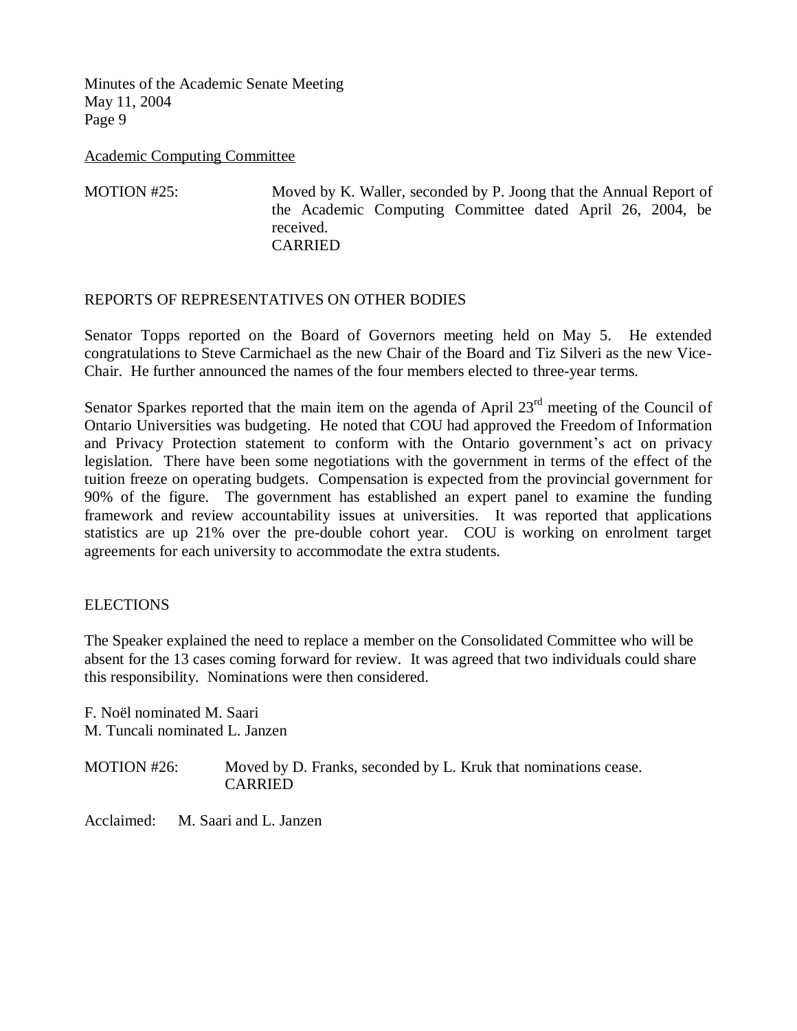Academic Computing Committee

MOTION #25: Moved by K. Waller, seconded by P. Joong that the Annual Report of the Academic Computing Committee dated April 26, 2004, be received.
CARRIED

## REPORTS OF REPRESENTATIVES ON OTHER BODIES

Senator Topps reported on the Board of Governors meeting held on May 5. He extended congratulations to Steve Carmichael as the new Chair of the Board and Tiz Silveri as the new Vice-Chair. He further announced the names of the four members elected to three-year terms.

Senator Sparkes reported that the main item on the agenda of April 23rd meeting of the Council of Ontario Universities was budgeting. He noted that COU had approved the Freedom of Information and Privacy Protection statement to conform with the Ontario government's act on privacy legislation. There have been some negotiations with the government in terms of the effect of the tuition freeze on operating budgets. Compensation is expected from the provincial government for 90% of the figure. The government has established an expert panel to examine the funding framework and review accountability issues at universities. It was reported that applications statistics are up 21% over the pre-double cohort year. COU is working on enrolment target agreements for each university to accommodate the extra students.

## ELECTIONS

The Speaker explained the need to replace a member on the Consolidated Committee who will be absent for the 13 cases coming forward for review. It was agreed that two individuals could share this responsibility. Nominations were then considered.

F. Noël nominated M. Saari
M. Tuncali nominated L. Janzen

MOTION #26: Moved by D. Franks, seconded by L. Kruk that nominations cease.
CARRIED

Acclaimed: M. Saari and L. Janzen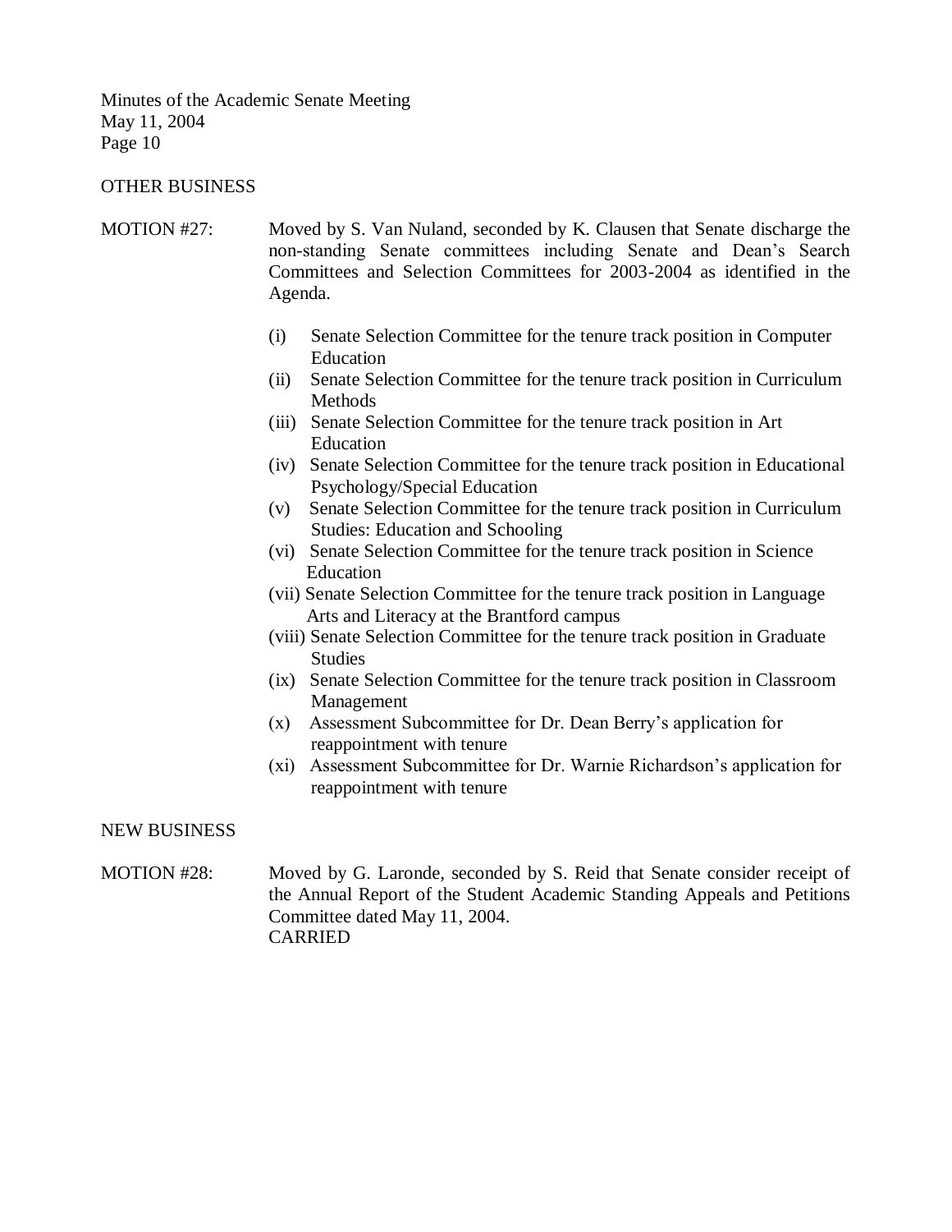OTHER BUSINESS

MOTION #27: Moved by S. Van Nuland, seconded by K. Clausen that Senate discharge the non-standing Senate committees including Senate and Dean's Search Committees and Selection Committees for 2003-2004 as identified in the Agenda.

- (i) Senate Selection Committee for the tenure track position in Computer Education
- (ii) Senate Selection Committee for the tenure track position in Curriculum Methods
- (iii) Senate Selection Committee for the tenure track position in Art Education
- (iv) Senate Selection Committee for the tenure track position in Educational Psychology/Special Education
- (v) Senate Selection Committee for the tenure track position in Curriculum Studies: Education and Schooling
- (vi) Senate Selection Committee for the tenure track position in Science Education
- (vii) Senate Selection Committee for the tenure track position in Language Arts and Literacy at the Brantford campus
- (viii) Senate Selection Committee for the tenure track position in Graduate Studies
- (ix) Senate Selection Committee for the tenure track position in Classroom Management
- (x) Assessment Subcommittee for Dr. Dean Berry's application for reappointment with tenure
- (xi) Assessment Subcommittee for Dr. Warnie Richardson's application for reappointment with tenure

NEW BUSINESS

MOTION #28: Moved by G. Laronde, seconded by S. Reid that Senate consider receipt of the Annual Report of the Student Academic Standing Appeals and Petitions Committee dated May 11, 2004.
CARRIED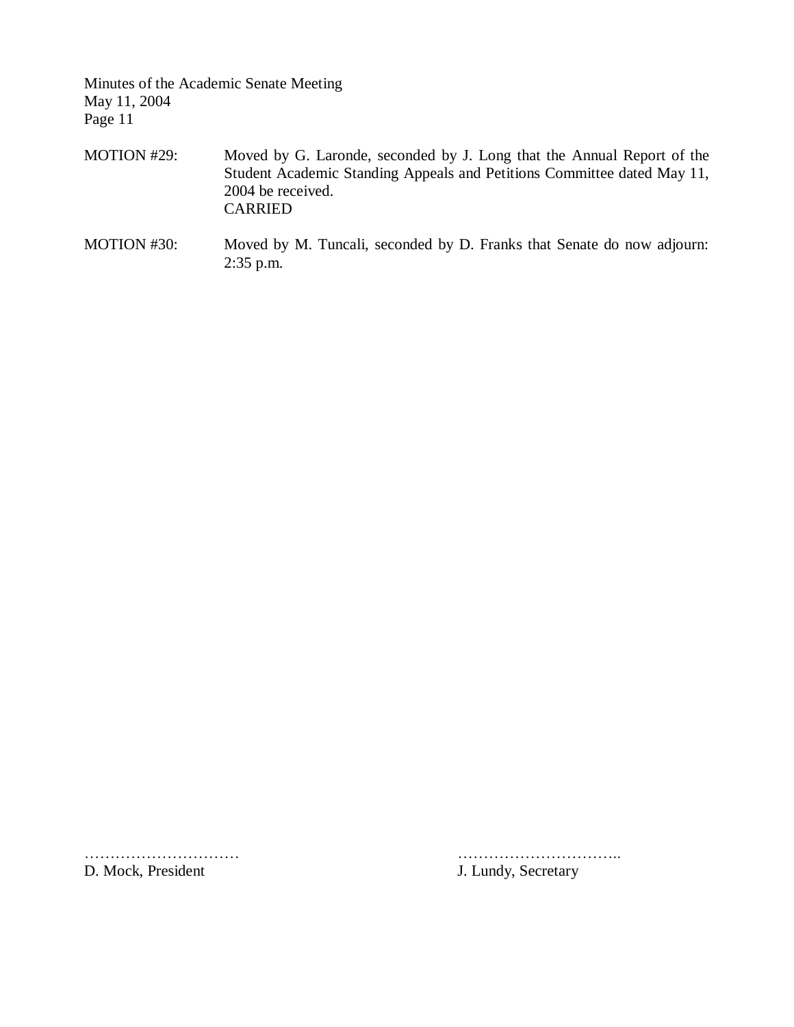MOTION #29: Moved by G. Laronde, seconded by J. Long that the Annual Report of the Student Academic Standing Appeals and Petitions Committee dated May 11, 2004 be received.
CARRIED

MOTION #30: Moved by M. Tuncali, seconded by D. Franks that Senate do now adjourn: 2:35 p.m.

…………………………
D. Mock, President

…………………………..
J. Lundy, Secretary